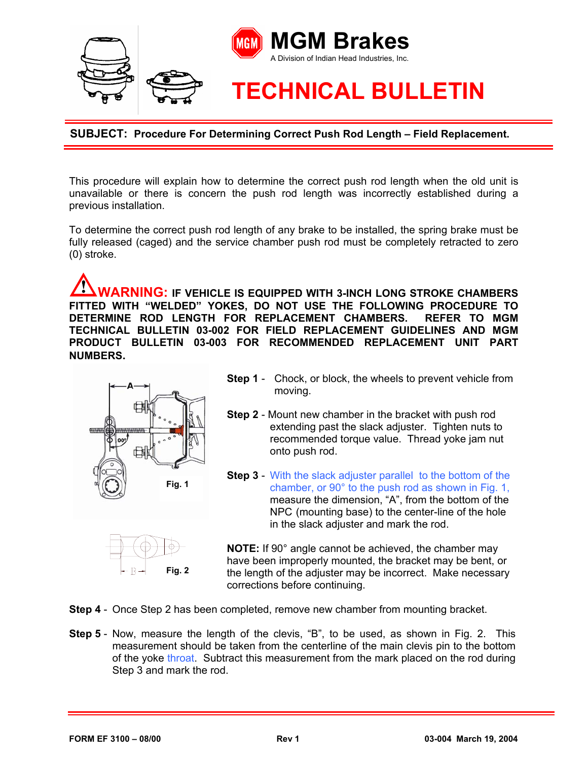# MGM Brakes

A Division of Indian Head Industries, Inc.

# TECHNICAL BULLETIN

**SUBJECT: Procedure For Determining Correct Push Rod Length – Field Replacement.**

This procedure will explain how to determine the correct push rod length when the old unit is unavailable or there is concern the push rod length was incorrectly established during a previous installation.

To determine the correct push rod length of any brake to be installed, the spring brake must be fully released (caged) and the service chamber push rod must be completely retracted to zero (0) stroke.

**WARNING: IF VEHICLE IS EQUIPPED WITH 3-INCH LONG STROKE CHAMBERS FITTED WITH "WELDED" YOKES, DO NOT USE THE FOLLOWING PROCEDURE TO DETERMINE ROD LENGTH FOR REPLACEMENT CHAMBERS. REFER TO MGM TECHNICAL BULLETIN 03-002 FOR FIELD REPLACEMENT GUIDELINES AND MGM PRODUCT BULLETIN 03-003 FOR RECOMMENDED REPLACEMENT UNIT PART NUMBERS.**

Fig. 1

Fig. 2

**Step 1** - Chock, or block, the wheels to prevent vehicle from moving.

**Step 2** - Mount new chamber in the bracket with push rod extending past the slack adjuster. Tighten nuts to recommended torque value. Thread yoke jam nut onto push rod.

**Step 3** - With the slack adjuster parallel to the bottom of the chamber, or 90° to the push rod as shown in Fig. 1, measure the dimension, "A", from the bottom of the NPC (mounting base) to the center-line of the hole in the slack adjuster and mark the rod.

**NOTE:** If 90° angle cannot be achieved, the chamber may have been improperly mounted, the bracket may be bent, or the length of the adjuster may be incorrect. Make necessary corrections before continuing.

**Step 4** - Once Step 2 has been completed, remove new chamber from mounting bracket.

**Step 5** - Now, measure the length of the clevis, "B", to be used, as shown in Fig. 2. This measurement should be taken from the centerline of the main clevis pin to the bottom of the yoke throat. Subtract this measurement from the mark placed on the rod during Step 3 and mark the rod.

FORM EF 3100 – 08/00 | Rev 1 | 03-004 March 19, 2004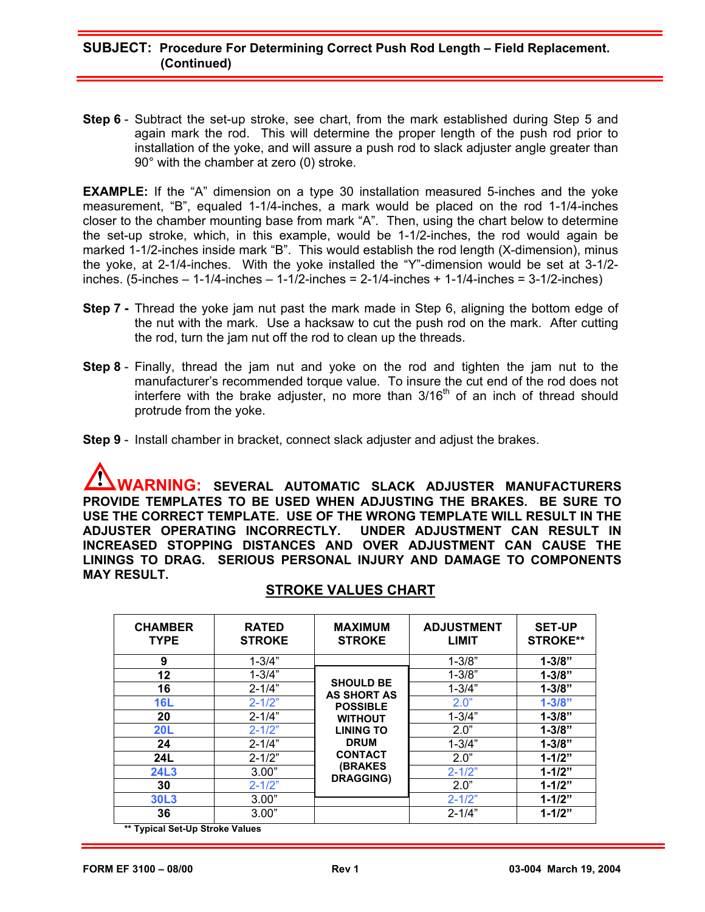**SUBJECT: Procedure For Determining Correct Push Rod Length – Field Replacement. (Continued)**

**Step 6** - Subtract the set-up stroke, see chart, from the mark established during Step 5 and again mark the rod. This will determine the proper length of the push rod prior to installation of the yoke, and will assure a push rod to slack adjuster angle greater than 90° with the chamber at zero (0) stroke.

**EXAMPLE:** If the “A” dimension on a type 30 installation measured 5-inches and the yoke measurement, “B”, equaled 1-1/4-inches, a mark would be placed on the rod 1-1/4-inches closer to the chamber mounting base from mark “A”. Then, using the chart below to determine the set-up stroke, which, in this example, would be 1-1/2-inches, the rod would again be marked 1-1/2-inches inside mark “B”. This would establish the rod length (X-dimension), minus the yoke, at 2-1/4-inches. With the yoke installed the “Y”-dimension would be set at 3-1/2-inches. (5-inches – 1-1/4-inches – 1-1/2-inches = 2-1/4-inches + 1-1/4-inches = 3-1/2-inches)

**Step 7 -** Thread the yoke jam nut past the mark made in Step 6, aligning the bottom edge of the nut with the mark. Use a hacksaw to cut the push rod on the mark. After cutting the rod, turn the jam nut off the rod to clean up the threads.

**Step 8** - Finally, thread the jam nut and yoke on the rod and tighten the jam nut to the manufacturer’s recommended torque value. To insure the cut end of the rod does not interfere with the brake adjuster, no more than 3/16th of an inch of thread should protrude from the yoke.

**Step 9** - Install chamber in bracket, connect slack adjuster and adjust the brakes.

**WARNING: SEVERAL AUTOMATIC SLACK ADJUSTER MANUFACTURERS PROVIDE TEMPLATES TO BE USED WHEN ADJUSTING THE BRAKES. BE SURE TO USE THE CORRECT TEMPLATE. USE OF THE WRONG TEMPLATE WILL RESULT IN THE ADJUSTER OPERATING INCORRECTLY. UNDER ADJUSTMENT CAN RESULT IN INCREASED STOPPING DISTANCES AND OVER ADJUSTMENT CAN CAUSE THE LININGS TO DRAG. SERIOUS PERSONAL INJURY AND DAMAGE TO COMPONENTS MAY RESULT.**

## STROKE VALUES CHART

| CHAMBER TYPE | RATED STROKE | MAXIMUM STROKE | ADJUSTMENT LIMIT | SET-UP STROKE** |
|---|---|---|---|---|
| **9** | 1-3/4” | | 1-3/8” | **1-3/8”** |
| **12** | 1-3/4” | **SHOULD BE AS SHORT AS POSSIBLE WITHOUT LINING TO DRUM CONTACT (BRAKES DRAGGING)** | 1-3/8” | **1-3/8”** |
| **16** | 2-1/4” | | 1-3/4” | **1-3/8”** |
| **16L** | 2-1/2” | | 2.0” | **1-3/8”** |
| **20** | 2-1/4” | | 1-3/4” | **1-3/8”** |
| **20L** | 2-1/2” | | 2.0” | **1-3/8”** |
| **24** | 2-1/4” | | 1-3/4” | **1-3/8”** |
| **24L** | 2-1/2” | | 2.0” | **1-1/2”** |
| **24L3** | 3.00” | | 2-1/2” | **1-1/2”** |
| **30** | 2-1/2” | | 2.0” | **1-1/2”** |
| **30L3** | 3.00” | | 2-1/2” | **1-1/2”** |
| **36** | 3.00” | | 2-1/4” | **1-1/2”** |

**** Typical Set-Up Stroke Values**

FORM EF 3100 – 08/00 Rev 1 03-004 March 19, 2004